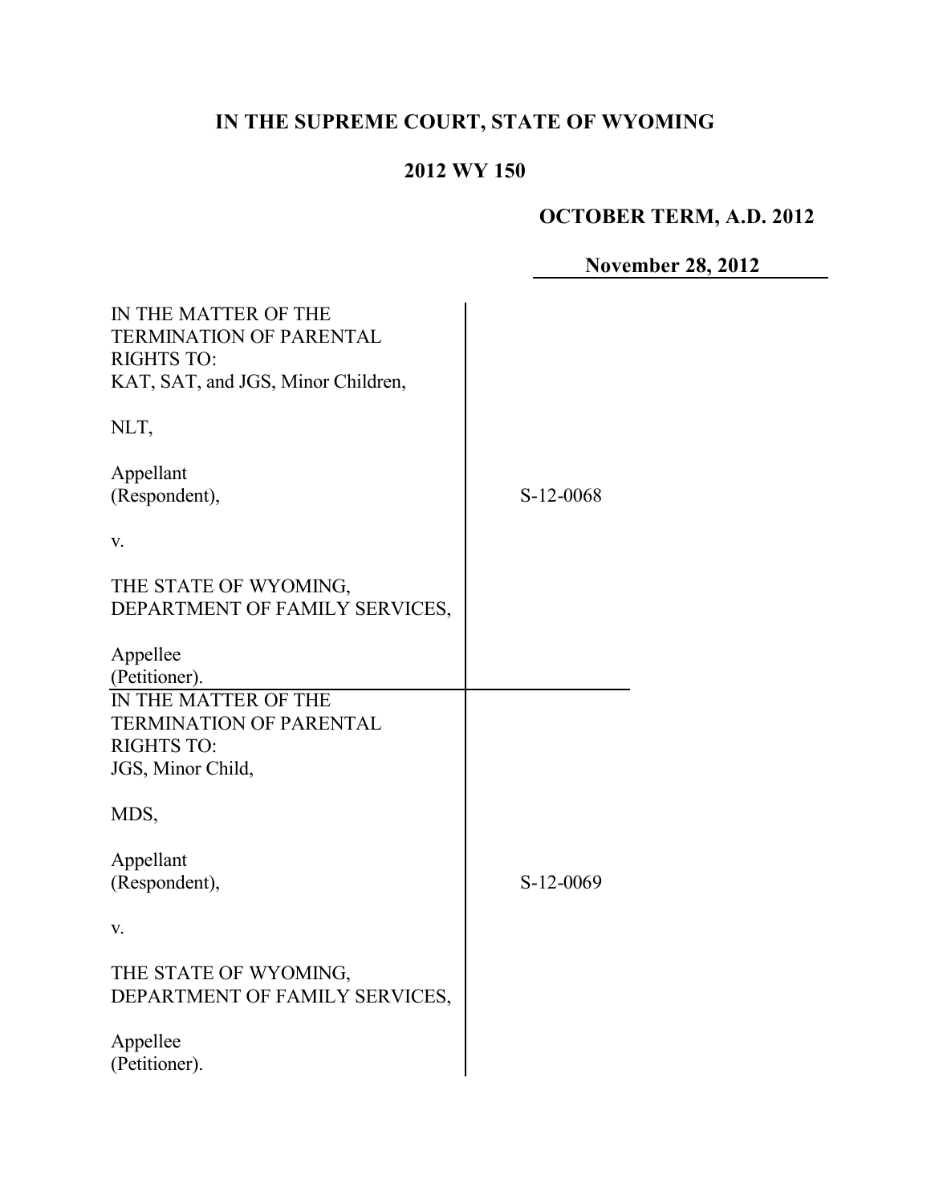# IN THE SUPREME COURT, STATE OF WYOMING

## 2012 WY 150

**OCTOBER TERM, A.D. 2012**

**November 28, 2012**

IN THE MATTER OF THE TERMINATION OF PARENTAL RIGHTS TO:
KAT, SAT, and JGS, Minor Children,

NLT,

Appellant
(Respondent),

v.

THE STATE OF WYOMING, DEPARTMENT OF FAMILY SERVICES,

Appellee
(Petitioner).

S-12-0068

IN THE MATTER OF THE TERMINATION OF PARENTAL RIGHTS TO:
JGS, Minor Child,

MDS,

Appellant
(Respondent),

v.

THE STATE OF WYOMING, DEPARTMENT OF FAMILY SERVICES,

Appellee
(Petitioner).

S-12-0069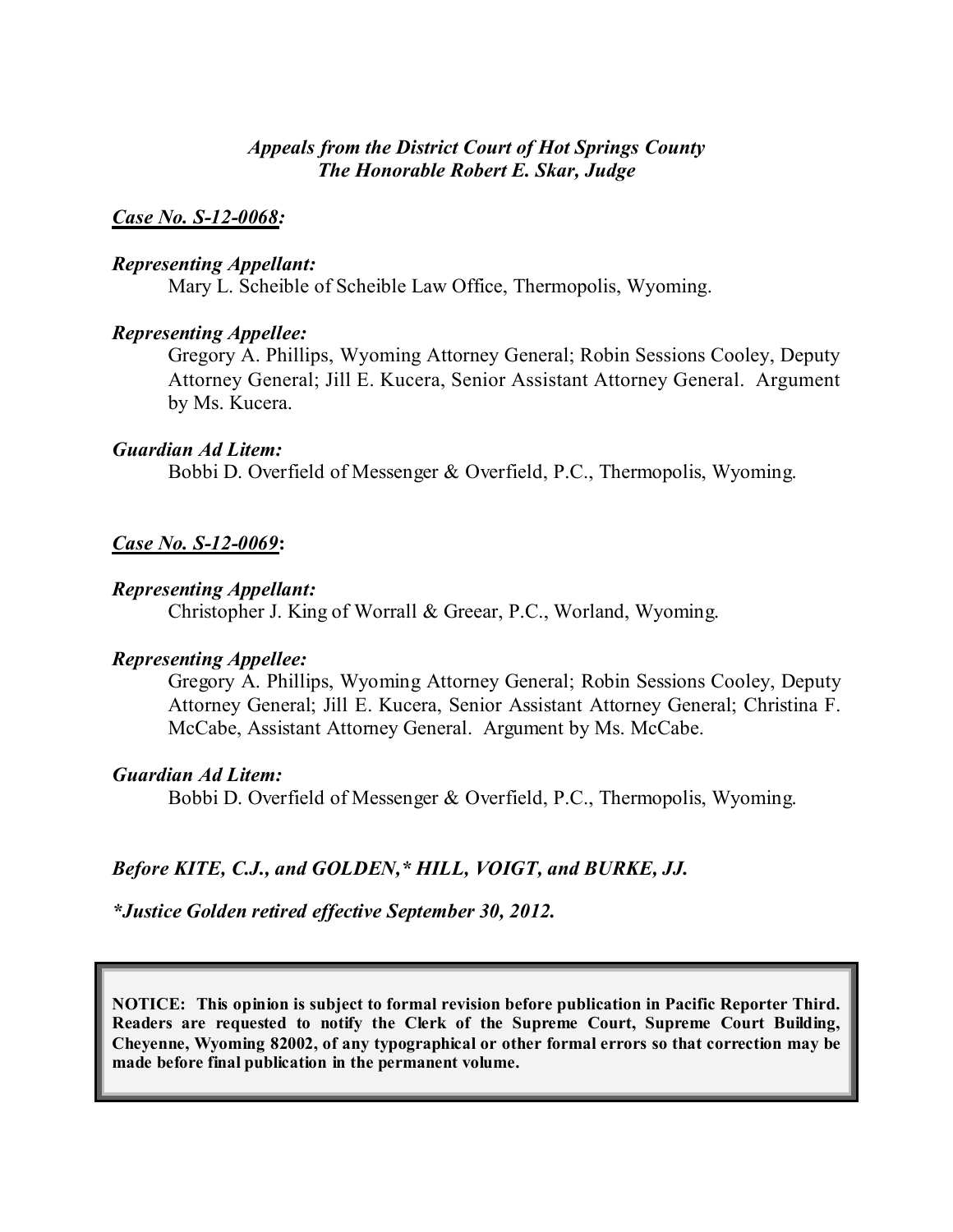*Appeals from the District Court of Hot Springs County*
*The Honorable Robert E. Skar, Judge*

***Case No. S-12-0068:***

***Representing Appellant:***

Mary L. Scheible of Scheible Law Office, Thermopolis, Wyoming.

***Representing Appellee:***

Gregory A. Phillips, Wyoming Attorney General; Robin Sessions Cooley, Deputy Attorney General; Jill E. Kucera, Senior Assistant Attorney General. Argument by Ms. Kucera.

***Guardian Ad Litem:***

Bobbi D. Overfield of Messenger & Overfield, P.C., Thermopolis, Wyoming.

***Case No. S-12-0069*:**

***Representing Appellant:***

Christopher J. King of Worrall & Greear, P.C., Worland, Wyoming.

***Representing Appellee:***

Gregory A. Phillips, Wyoming Attorney General; Robin Sessions Cooley, Deputy Attorney General; Jill E. Kucera, Senior Assistant Attorney General; Christina F. McCabe, Assistant Attorney General. Argument by Ms. McCabe.

***Guardian Ad Litem:***

Bobbi D. Overfield of Messenger & Overfield, P.C., Thermopolis, Wyoming.

***Before KITE, C.J., and GOLDEN,* HILL, VOIGT, and BURKE, JJ.***

****Justice Golden retired effective September 30, 2012.***

**NOTICE: This opinion is subject to formal revision before publication in Pacific Reporter Third. Readers are requested to notify the Clerk of the Supreme Court, Supreme Court Building, Cheyenne, Wyoming 82002, of any typographical or other formal errors so that correction may be made before final publication in the permanent volume.**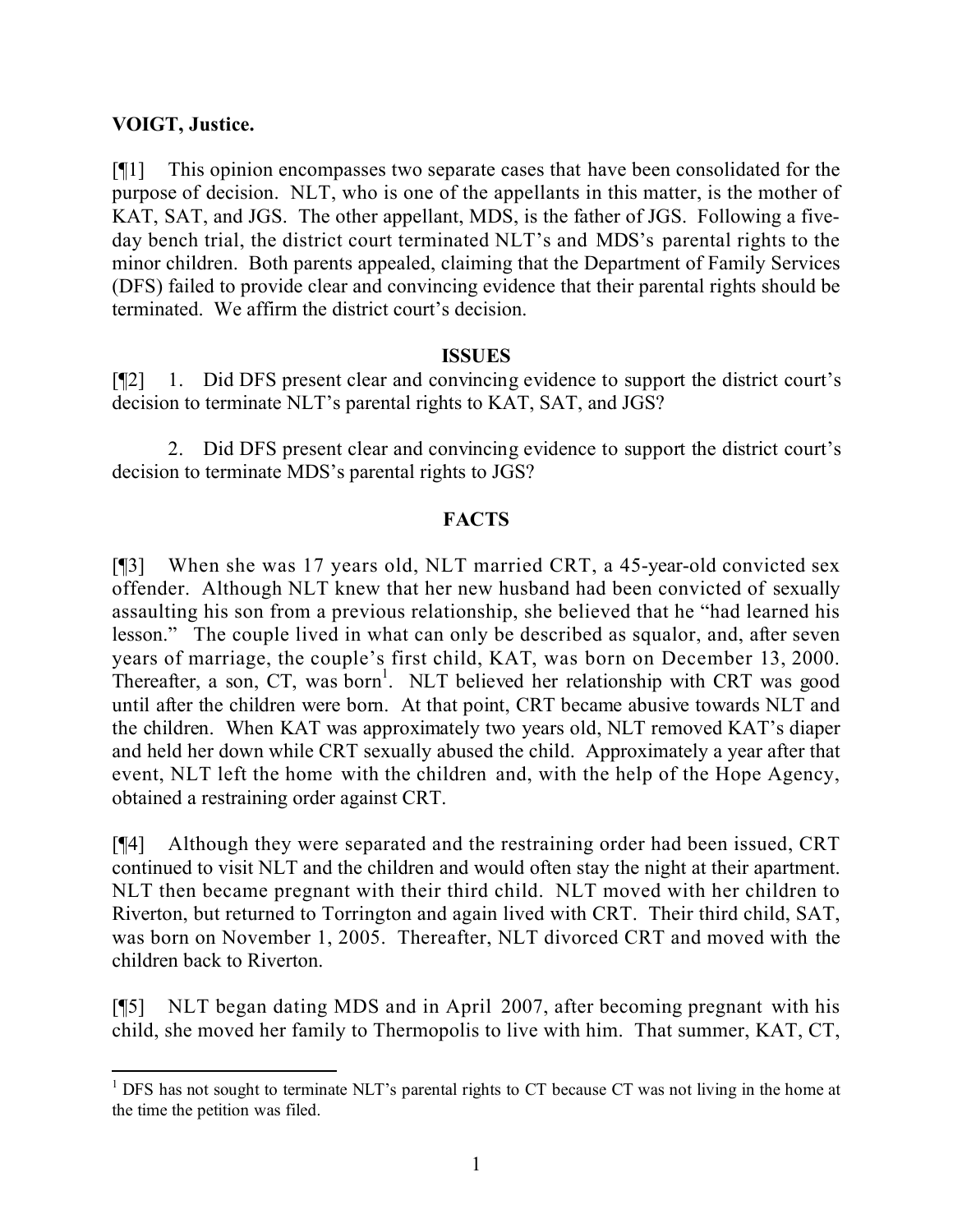**VOIGT, Justice.**

[¶1] This opinion encompasses two separate cases that have been consolidated for the purpose of decision. NLT, who is one of the appellants in this matter, is the mother of KAT, SAT, and JGS. The other appellant, MDS, is the father of JGS. Following a five-day bench trial, the district court terminated NLT's and MDS's parental rights to the minor children. Both parents appealed, claiming that the Department of Family Services (DFS) failed to provide clear and convincing evidence that their parental rights should be terminated. We affirm the district court's decision.

## ISSUES

[¶2] 1. Did DFS present clear and convincing evidence to support the district court's decision to terminate NLT's parental rights to KAT, SAT, and JGS?

2. Did DFS present clear and convincing evidence to support the district court's decision to terminate MDS's parental rights to JGS?

## FACTS

[¶3] When she was 17 years old, NLT married CRT, a 45-year-old convicted sex offender. Although NLT knew that her new husband had been convicted of sexually assaulting his son from a previous relationship, she believed that he "had learned his lesson." The couple lived in what can only be described as squalor, and, after seven years of marriage, the couple's first child, KAT, was born on December 13, 2000. Thereafter, a son, CT, was born[1]. NLT believed her relationship with CRT was good until after the children were born. At that point, CRT became abusive towards NLT and the children. When KAT was approximately two years old, NLT removed KAT's diaper and held her down while CRT sexually abused the child. Approximately a year after that event, NLT left the home with the children and, with the help of the Hope Agency, obtained a restraining order against CRT.

[¶4] Although they were separated and the restraining order had been issued, CRT continued to visit NLT and the children and would often stay the night at their apartment. NLT then became pregnant with their third child. NLT moved with her children to Riverton, but returned to Torrington and again lived with CRT. Their third child, SAT, was born on November 1, 2005. Thereafter, NLT divorced CRT and moved with the children back to Riverton.

[¶5] NLT began dating MDS and in April 2007, after becoming pregnant with his child, she moved her family to Thermopolis to live with him. That summer, KAT, CT,

---

[1] DFS has not sought to terminate NLT's parental rights to CT because CT was not living in the home at the time the petition was filed.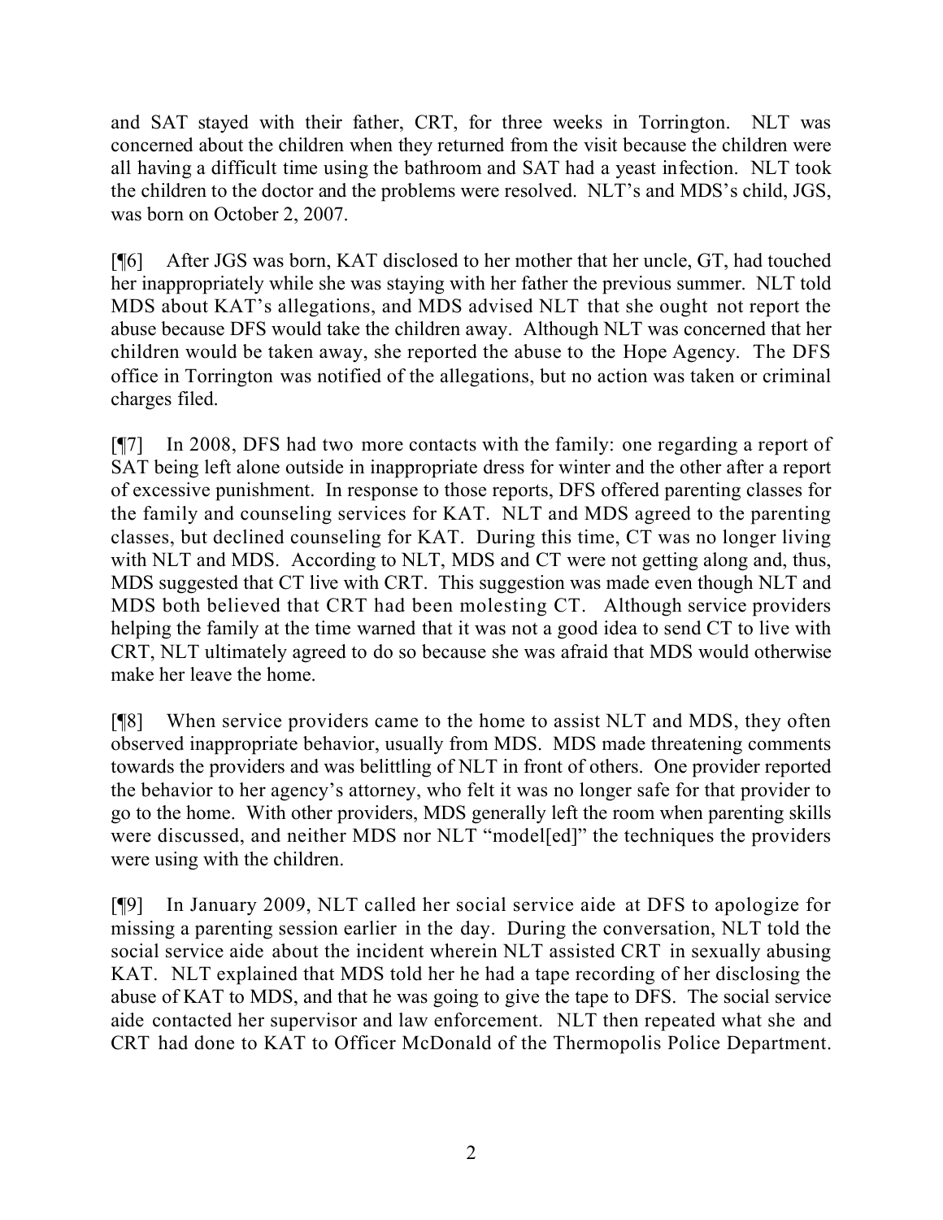and SAT stayed with their father, CRT, for three weeks in Torrington. NLT was concerned about the children when they returned from the visit because the children were all having a difficult time using the bathroom and SAT had a yeast infection. NLT took the children to the doctor and the problems were resolved. NLT's and MDS's child, JGS, was born on October 2, 2007.

[¶6] After JGS was born, KAT disclosed to her mother that her uncle, GT, had touched her inappropriately while she was staying with her father the previous summer. NLT told MDS about KAT's allegations, and MDS advised NLT that she ought not report the abuse because DFS would take the children away. Although NLT was concerned that her children would be taken away, she reported the abuse to the Hope Agency. The DFS office in Torrington was notified of the allegations, but no action was taken or criminal charges filed.

[¶7] In 2008, DFS had two more contacts with the family: one regarding a report of SAT being left alone outside in inappropriate dress for winter and the other after a report of excessive punishment. In response to those reports, DFS offered parenting classes for the family and counseling services for KAT. NLT and MDS agreed to the parenting classes, but declined counseling for KAT. During this time, CT was no longer living with NLT and MDS. According to NLT, MDS and CT were not getting along and, thus, MDS suggested that CT live with CRT. This suggestion was made even though NLT and MDS both believed that CRT had been molesting CT. Although service providers helping the family at the time warned that it was not a good idea to send CT to live with CRT, NLT ultimately agreed to do so because she was afraid that MDS would otherwise make her leave the home.

[¶8] When service providers came to the home to assist NLT and MDS, they often observed inappropriate behavior, usually from MDS. MDS made threatening comments towards the providers and was belittling of NLT in front of others. One provider reported the behavior to her agency's attorney, who felt it was no longer safe for that provider to go to the home. With other providers, MDS generally left the room when parenting skills were discussed, and neither MDS nor NLT "model[ed]" the techniques the providers were using with the children.

[¶9] In January 2009, NLT called her social service aide at DFS to apologize for missing a parenting session earlier in the day. During the conversation, NLT told the social service aide about the incident wherein NLT assisted CRT in sexually abusing KAT. NLT explained that MDS told her he had a tape recording of her disclosing the abuse of KAT to MDS, and that he was going to give the tape to DFS. The social service aide contacted her supervisor and law enforcement. NLT then repeated what she and CRT had done to KAT to Officer McDonald of the Thermopolis Police Department.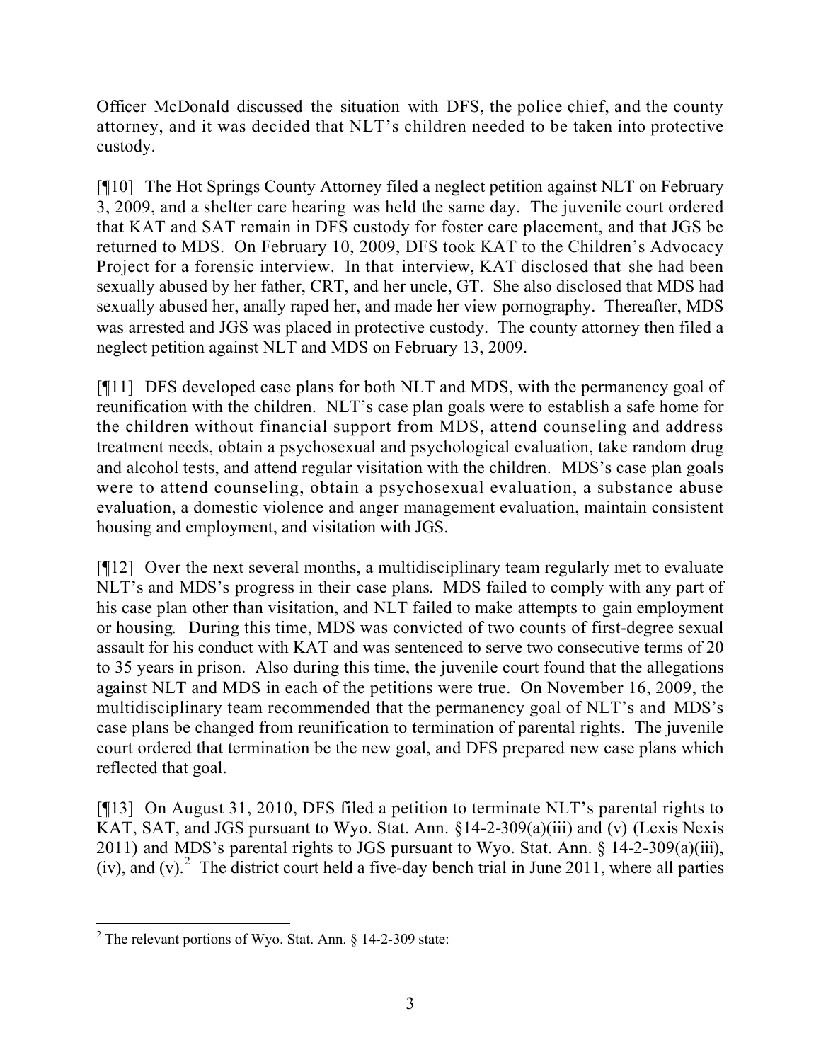Officer McDonald discussed the situation with DFS, the police chief, and the county attorney, and it was decided that NLT's children needed to be taken into protective custody.

[¶10] The Hot Springs County Attorney filed a neglect petition against NLT on February 3, 2009, and a shelter care hearing was held the same day. The juvenile court ordered that KAT and SAT remain in DFS custody for foster care placement, and that JGS be returned to MDS. On February 10, 2009, DFS took KAT to the Children's Advocacy Project for a forensic interview. In that interview, KAT disclosed that she had been sexually abused by her father, CRT, and her uncle, GT. She also disclosed that MDS had sexually abused her, anally raped her, and made her view pornography. Thereafter, MDS was arrested and JGS was placed in protective custody. The county attorney then filed a neglect petition against NLT and MDS on February 13, 2009.

[¶11] DFS developed case plans for both NLT and MDS, with the permanency goal of reunification with the children. NLT's case plan goals were to establish a safe home for the children without financial support from MDS, attend counseling and address treatment needs, obtain a psychosexual and psychological evaluation, take random drug and alcohol tests, and attend regular visitation with the children. MDS's case plan goals were to attend counseling, obtain a psychosexual evaluation, a substance abuse evaluation, a domestic violence and anger management evaluation, maintain consistent housing and employment, and visitation with JGS.

[¶12] Over the next several months, a multidisciplinary team regularly met to evaluate NLT's and MDS's progress in their case plans. MDS failed to comply with any part of his case plan other than visitation, and NLT failed to make attempts to gain employment or housing. During this time, MDS was convicted of two counts of first-degree sexual assault for his conduct with KAT and was sentenced to serve two consecutive terms of 20 to 35 years in prison. Also during this time, the juvenile court found that the allegations against NLT and MDS in each of the petitions were true. On November 16, 2009, the multidisciplinary team recommended that the permanency goal of NLT's and MDS's case plans be changed from reunification to termination of parental rights. The juvenile court ordered that termination be the new goal, and DFS prepared new case plans which reflected that goal.

[¶13] On August 31, 2010, DFS filed a petition to terminate NLT's parental rights to KAT, SAT, and JGS pursuant to Wyo. Stat. Ann. §14-2-309(a)(iii) and (v) (Lexis Nexis 2011) and MDS's parental rights to JGS pursuant to Wyo. Stat. Ann. § 14-2-309(a)(iii), (iv), and (v).[2] The district court held a five-day bench trial in June 2011, where all parties

---

[2] The relevant portions of Wyo. Stat. Ann. § 14-2-309 state: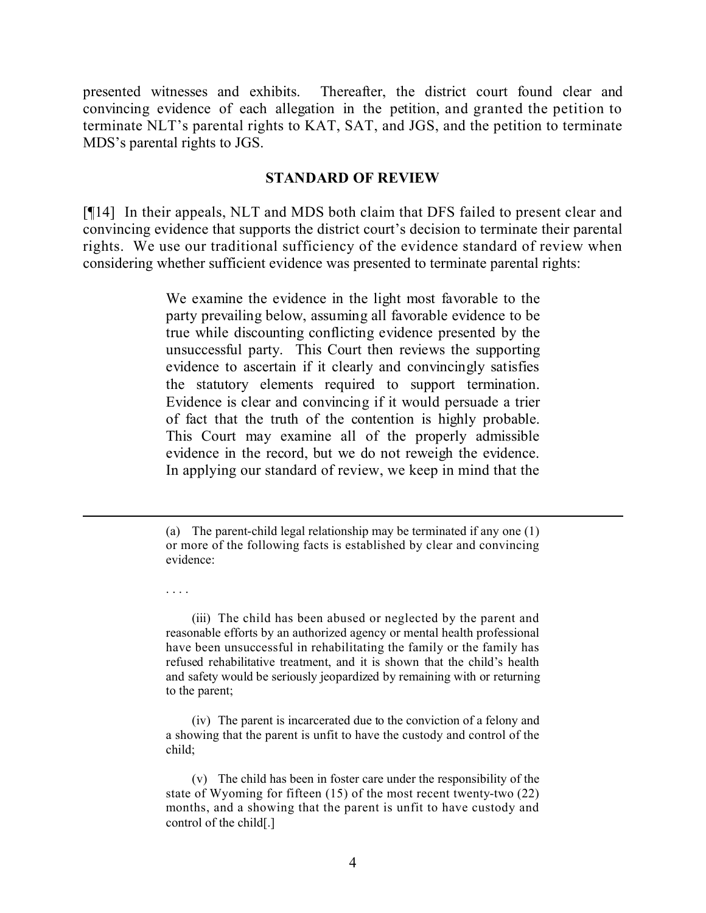presented witnesses and exhibits. Thereafter, the district court found clear and convincing evidence of each allegation in the petition, and granted the petition to terminate NLT's parental rights to KAT, SAT, and JGS, and the petition to terminate MDS's parental rights to JGS.

## STANDARD OF REVIEW

[¶14] In their appeals, NLT and MDS both claim that DFS failed to present clear and convincing evidence that supports the district court's decision to terminate their parental rights. We use our traditional sufficiency of the evidence standard of review when considering whether sufficient evidence was presented to terminate parental rights:

> We examine the evidence in the light most favorable to the party prevailing below, assuming all favorable evidence to be true while discounting conflicting evidence presented by the unsuccessful party. This Court then reviews the supporting evidence to ascertain if it clearly and convincingly satisfies the statutory elements required to support termination. Evidence is clear and convincing if it would persuade a trier of fact that the truth of the contention is highly probable. This Court may examine all of the properly admissible evidence in the record, but we do not reweigh the evidence. In applying our standard of review, we keep in mind that the

---

> (a) The parent-child legal relationship may be terminated if any one (1) or more of the following facts is established by clear and convincing evidence:
>
> . . . .
>
> (iii) The child has been abused or neglected by the parent and reasonable efforts by an authorized agency or mental health professional have been unsuccessful in rehabilitating the family or the family has refused rehabilitative treatment, and it is shown that the child's health and safety would be seriously jeopardized by remaining with or returning to the parent;
>
> (iv) The parent is incarcerated due to the conviction of a felony and a showing that the parent is unfit to have the custody and control of the child;
>
> (v) The child has been in foster care under the responsibility of the state of Wyoming for fifteen (15) of the most recent twenty-two (22) months, and a showing that the parent is unfit to have custody and control of the child[.]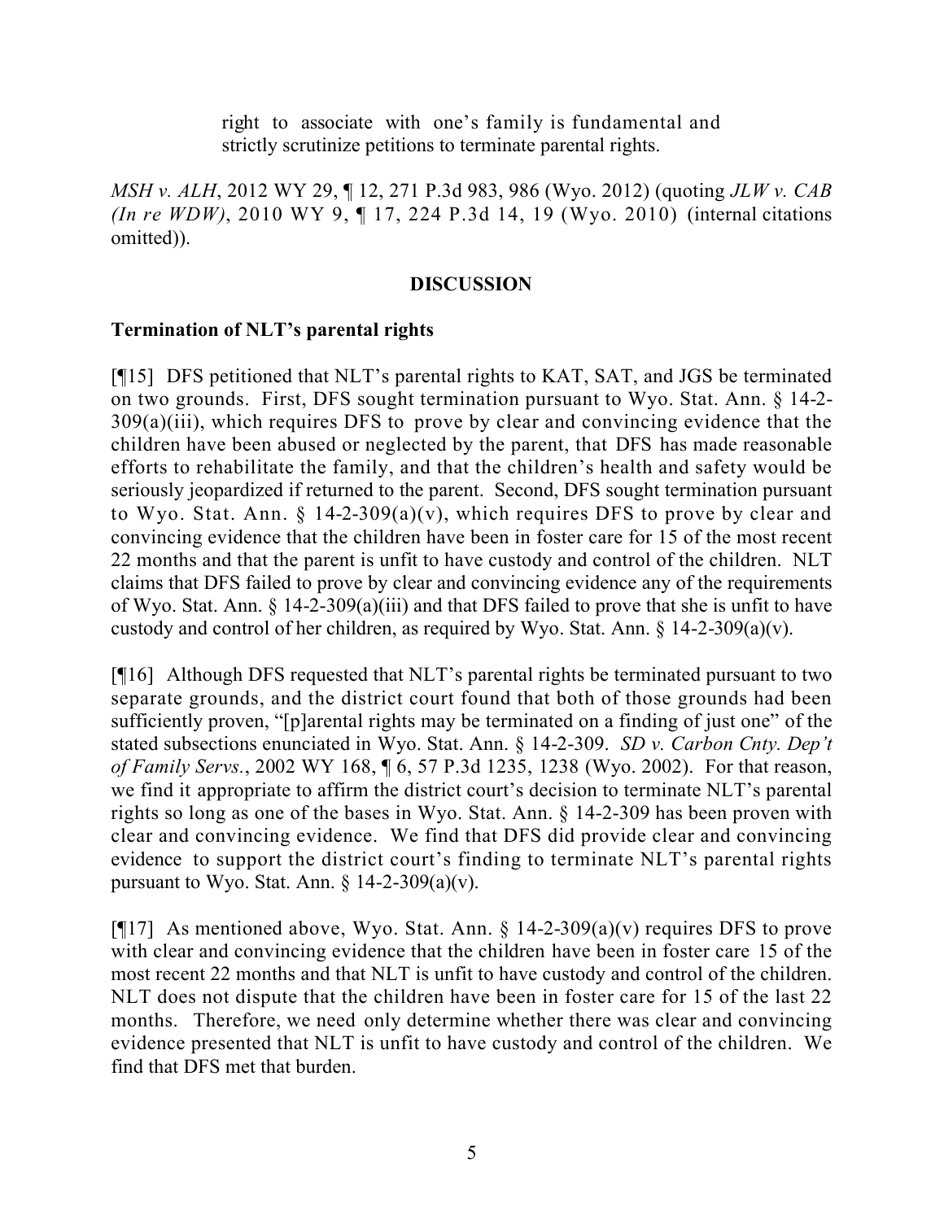> right to associate with one's family is fundamental and strictly scrutinize petitions to terminate parental rights.

*MSH v. ALH*, 2012 WY 29, ¶ 12, 271 P.3d 983, 986 (Wyo. 2012) (quoting *JLW v. CAB (In re WDW)*, 2010 WY 9, ¶ 17, 224 P.3d 14, 19 (Wyo. 2010) (internal citations omitted)).

## DISCUSSION

### Termination of NLT's parental rights

[¶15] DFS petitioned that NLT's parental rights to KAT, SAT, and JGS be terminated on two grounds. First, DFS sought termination pursuant to Wyo. Stat. Ann. § 14-2-309(a)(iii), which requires DFS to prove by clear and convincing evidence that the children have been abused or neglected by the parent, that DFS has made reasonable efforts to rehabilitate the family, and that the children's health and safety would be seriously jeopardized if returned to the parent. Second, DFS sought termination pursuant to Wyo. Stat. Ann. § 14-2-309(a)(v), which requires DFS to prove by clear and convincing evidence that the children have been in foster care for 15 of the most recent 22 months and that the parent is unfit to have custody and control of the children. NLT claims that DFS failed to prove by clear and convincing evidence any of the requirements of Wyo. Stat. Ann. § 14-2-309(a)(iii) and that DFS failed to prove that she is unfit to have custody and control of her children, as required by Wyo. Stat. Ann. § 14-2-309(a)(v).

[¶16] Although DFS requested that NLT's parental rights be terminated pursuant to two separate grounds, and the district court found that both of those grounds had been sufficiently proven, "[p]arental rights may be terminated on a finding of just one" of the stated subsections enunciated in Wyo. Stat. Ann. § 14-2-309. *SD v. Carbon Cnty. Dep't of Family Servs.*, 2002 WY 168, ¶ 6, 57 P.3d 1235, 1238 (Wyo. 2002). For that reason, we find it appropriate to affirm the district court's decision to terminate NLT's parental rights so long as one of the bases in Wyo. Stat. Ann. § 14-2-309 has been proven with clear and convincing evidence. We find that DFS did provide clear and convincing evidence to support the district court's finding to terminate NLT's parental rights pursuant to Wyo. Stat. Ann. § 14-2-309(a)(v).

[¶17] As mentioned above, Wyo. Stat. Ann. § 14-2-309(a)(v) requires DFS to prove with clear and convincing evidence that the children have been in foster care 15 of the most recent 22 months and that NLT is unfit to have custody and control of the children. NLT does not dispute that the children have been in foster care for 15 of the last 22 months. Therefore, we need only determine whether there was clear and convincing evidence presented that NLT is unfit to have custody and control of the children. We find that DFS met that burden.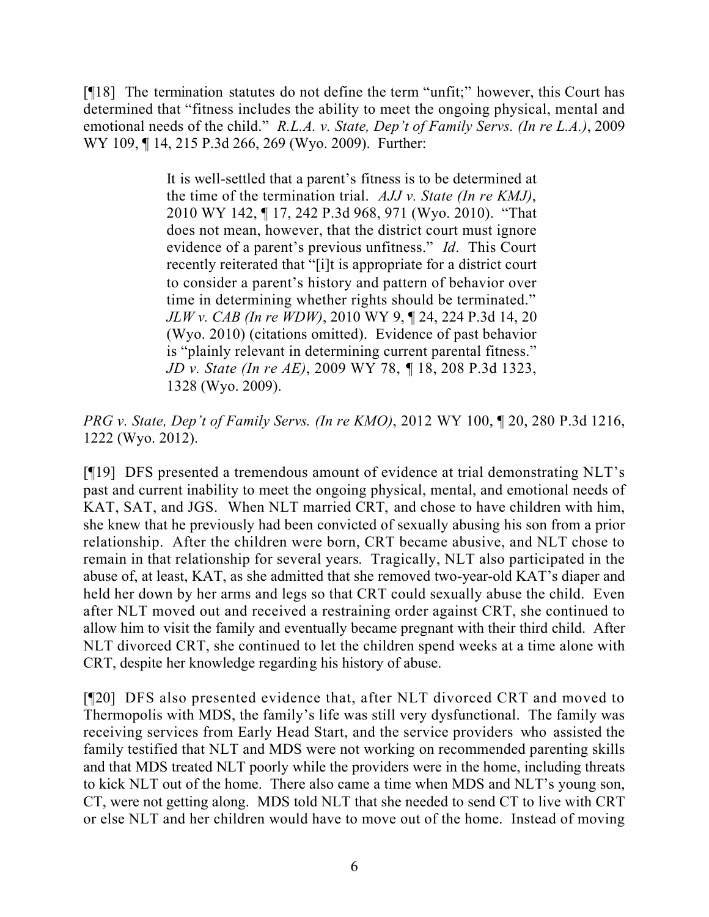[¶18] The termination statutes do not define the term "unfit;" however, this Court has determined that "fitness includes the ability to meet the ongoing physical, mental and emotional needs of the child." *R.L.A. v. State, Dep't of Family Servs. (In re L.A.)*, 2009 WY 109, ¶ 14, 215 P.3d 266, 269 (Wyo. 2009). Further:

> It is well-settled that a parent's fitness is to be determined at the time of the termination trial. *AJJ v. State (In re KMJ)*, 2010 WY 142, ¶ 17, 242 P.3d 968, 971 (Wyo. 2010). "That does not mean, however, that the district court must ignore evidence of a parent's previous unfitness." *Id*. This Court recently reiterated that "[i]t is appropriate for a district court to consider a parent's history and pattern of behavior over time in determining whether rights should be terminated." *JLW v. CAB (In re WDW)*, 2010 WY 9, ¶ 24, 224 P.3d 14, 20 (Wyo. 2010) (citations omitted). Evidence of past behavior is "plainly relevant in determining current parental fitness." *JD v. State (In re AE)*, 2009 WY 78, ¶ 18, 208 P.3d 1323, 1328 (Wyo. 2009).

*PRG v. State, Dep't of Family Servs. (In re KMO)*, 2012 WY 100, ¶ 20, 280 P.3d 1216, 1222 (Wyo. 2012).

[¶19] DFS presented a tremendous amount of evidence at trial demonstrating NLT's past and current inability to meet the ongoing physical, mental, and emotional needs of KAT, SAT, and JGS. When NLT married CRT, and chose to have children with him, she knew that he previously had been convicted of sexually abusing his son from a prior relationship. After the children were born, CRT became abusive, and NLT chose to remain in that relationship for several years. Tragically, NLT also participated in the abuse of, at least, KAT, as she admitted that she removed two-year-old KAT's diaper and held her down by her arms and legs so that CRT could sexually abuse the child. Even after NLT moved out and received a restraining order against CRT, she continued to allow him to visit the family and eventually became pregnant with their third child. After NLT divorced CRT, she continued to let the children spend weeks at a time alone with CRT, despite her knowledge regarding his history of abuse.

[¶20] DFS also presented evidence that, after NLT divorced CRT and moved to Thermopolis with MDS, the family's life was still very dysfunctional. The family was receiving services from Early Head Start, and the service providers who assisted the family testified that NLT and MDS were not working on recommended parenting skills and that MDS treated NLT poorly while the providers were in the home, including threats to kick NLT out of the home. There also came a time when MDS and NLT's young son, CT, were not getting along. MDS told NLT that she needed to send CT to live with CRT or else NLT and her children would have to move out of the home. Instead of moving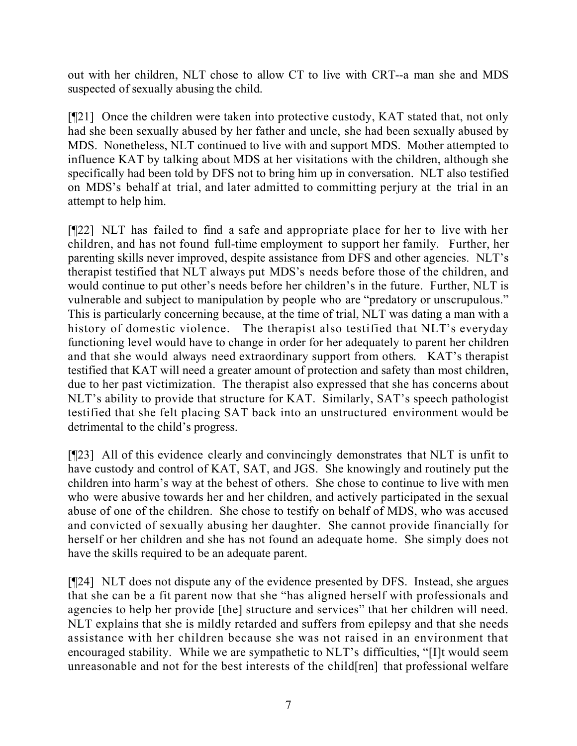out with her children, NLT chose to allow CT to live with CRT--a man she and MDS suspected of sexually abusing the child.

[¶21] Once the children were taken into protective custody, KAT stated that, not only had she been sexually abused by her father and uncle, she had been sexually abused by MDS. Nonetheless, NLT continued to live with and support MDS. Mother attempted to influence KAT by talking about MDS at her visitations with the children, although she specifically had been told by DFS not to bring him up in conversation. NLT also testified on MDS's behalf at trial, and later admitted to committing perjury at the trial in an attempt to help him.

[¶22] NLT has failed to find a safe and appropriate place for her to live with her children, and has not found full-time employment to support her family. Further, her parenting skills never improved, despite assistance from DFS and other agencies. NLT's therapist testified that NLT always put MDS's needs before those of the children, and would continue to put other's needs before her children's in the future. Further, NLT is vulnerable and subject to manipulation by people who are "predatory or unscrupulous." This is particularly concerning because, at the time of trial, NLT was dating a man with a history of domestic violence. The therapist also testified that NLT's everyday functioning level would have to change in order for her adequately to parent her children and that she would always need extraordinary support from others. KAT's therapist testified that KAT will need a greater amount of protection and safety than most children, due to her past victimization. The therapist also expressed that she has concerns about NLT's ability to provide that structure for KAT. Similarly, SAT's speech pathologist testified that she felt placing SAT back into an unstructured environment would be detrimental to the child's progress.

[¶23] All of this evidence clearly and convincingly demonstrates that NLT is unfit to have custody and control of KAT, SAT, and JGS. She knowingly and routinely put the children into harm's way at the behest of others. She chose to continue to live with men who were abusive towards her and her children, and actively participated in the sexual abuse of one of the children. She chose to testify on behalf of MDS, who was accused and convicted of sexually abusing her daughter. She cannot provide financially for herself or her children and she has not found an adequate home. She simply does not have the skills required to be an adequate parent.

[¶24] NLT does not dispute any of the evidence presented by DFS. Instead, she argues that she can be a fit parent now that she "has aligned herself with professionals and agencies to help her provide [the] structure and services" that her children will need. NLT explains that she is mildly retarded and suffers from epilepsy and that she needs assistance with her children because she was not raised in an environment that encouraged stability. While we are sympathetic to NLT's difficulties, "[I]t would seem unreasonable and not for the best interests of the child[ren] that professional welfare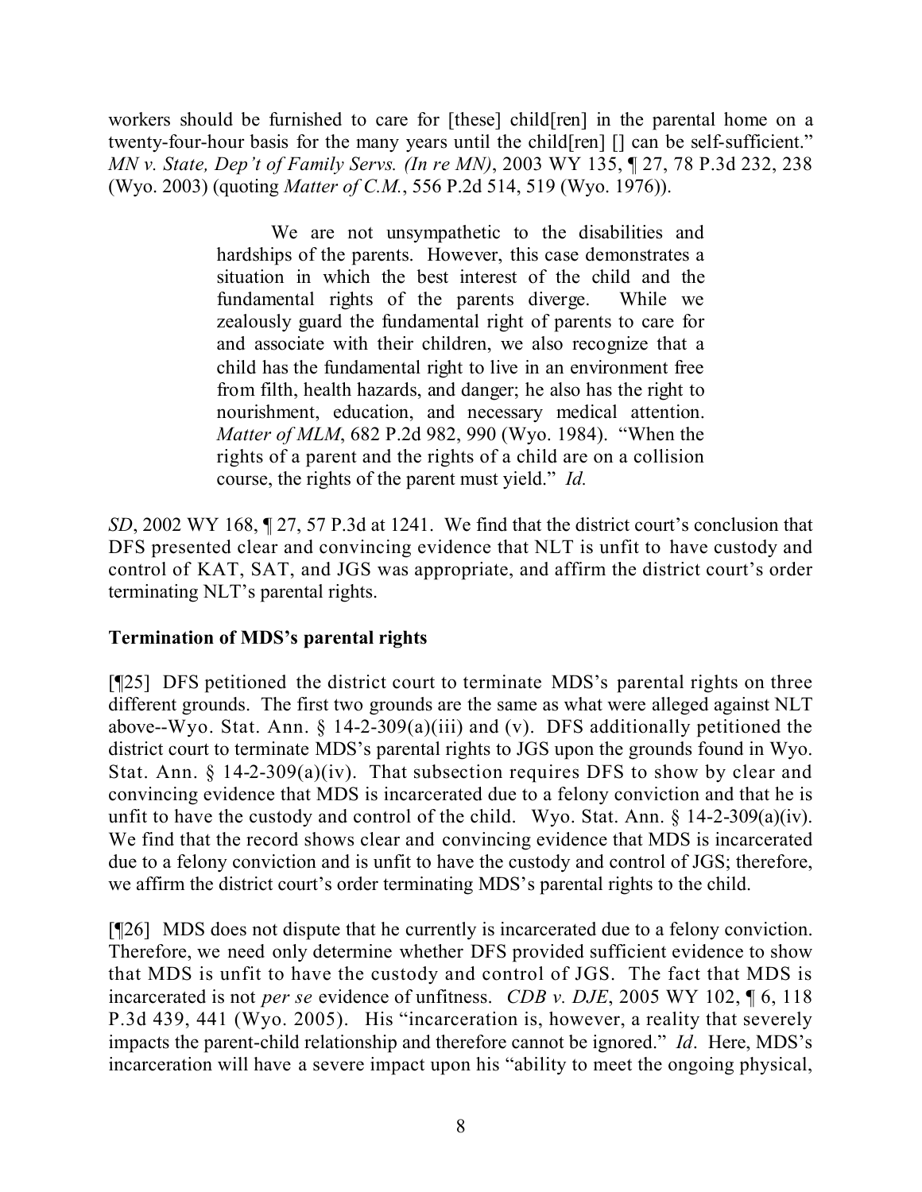workers should be furnished to care for [these] child[ren] in the parental home on a twenty-four-hour basis for the many years until the child[ren] [] can be self-sufficient." *MN v. State, Dep't of Family Servs. (In re MN)*, 2003 WY 135, ¶ 27, 78 P.3d 232, 238 (Wyo. 2003) (quoting *Matter of C.M.*, 556 P.2d 514, 519 (Wyo. 1976)).

> We are not unsympathetic to the disabilities and hardships of the parents. However, this case demonstrates a situation in which the best interest of the child and the fundamental rights of the parents diverge. While we zealously guard the fundamental right of parents to care for and associate with their children, we also recognize that a child has the fundamental right to live in an environment free from filth, health hazards, and danger; he also has the right to nourishment, education, and necessary medical attention. *Matter of MLM*, 682 P.2d 982, 990 (Wyo. 1984). "When the rights of a parent and the rights of a child are on a collision course, the rights of the parent must yield." *Id.*

*SD*, 2002 WY 168, ¶ 27, 57 P.3d at 1241. We find that the district court's conclusion that DFS presented clear and convincing evidence that NLT is unfit to have custody and control of KAT, SAT, and JGS was appropriate, and affirm the district court's order terminating NLT's parental rights.

**Termination of MDS's parental rights**

[¶25] DFS petitioned the district court to terminate MDS's parental rights on three different grounds. The first two grounds are the same as what were alleged against NLT above--Wyo. Stat. Ann. § 14-2-309(a)(iii) and (v). DFS additionally petitioned the district court to terminate MDS's parental rights to JGS upon the grounds found in Wyo. Stat. Ann. § 14-2-309(a)(iv). That subsection requires DFS to show by clear and convincing evidence that MDS is incarcerated due to a felony conviction and that he is unfit to have the custody and control of the child. Wyo. Stat. Ann. § 14-2-309(a)(iv). We find that the record shows clear and convincing evidence that MDS is incarcerated due to a felony conviction and is unfit to have the custody and control of JGS; therefore, we affirm the district court's order terminating MDS's parental rights to the child.

[¶26] MDS does not dispute that he currently is incarcerated due to a felony conviction. Therefore, we need only determine whether DFS provided sufficient evidence to show that MDS is unfit to have the custody and control of JGS. The fact that MDS is incarcerated is not *per se* evidence of unfitness. *CDB v. DJE*, 2005 WY 102, ¶ 6, 118 P.3d 439, 441 (Wyo. 2005). His "incarceration is, however, a reality that severely impacts the parent-child relationship and therefore cannot be ignored." *Id*. Here, MDS's incarceration will have a severe impact upon his "ability to meet the ongoing physical,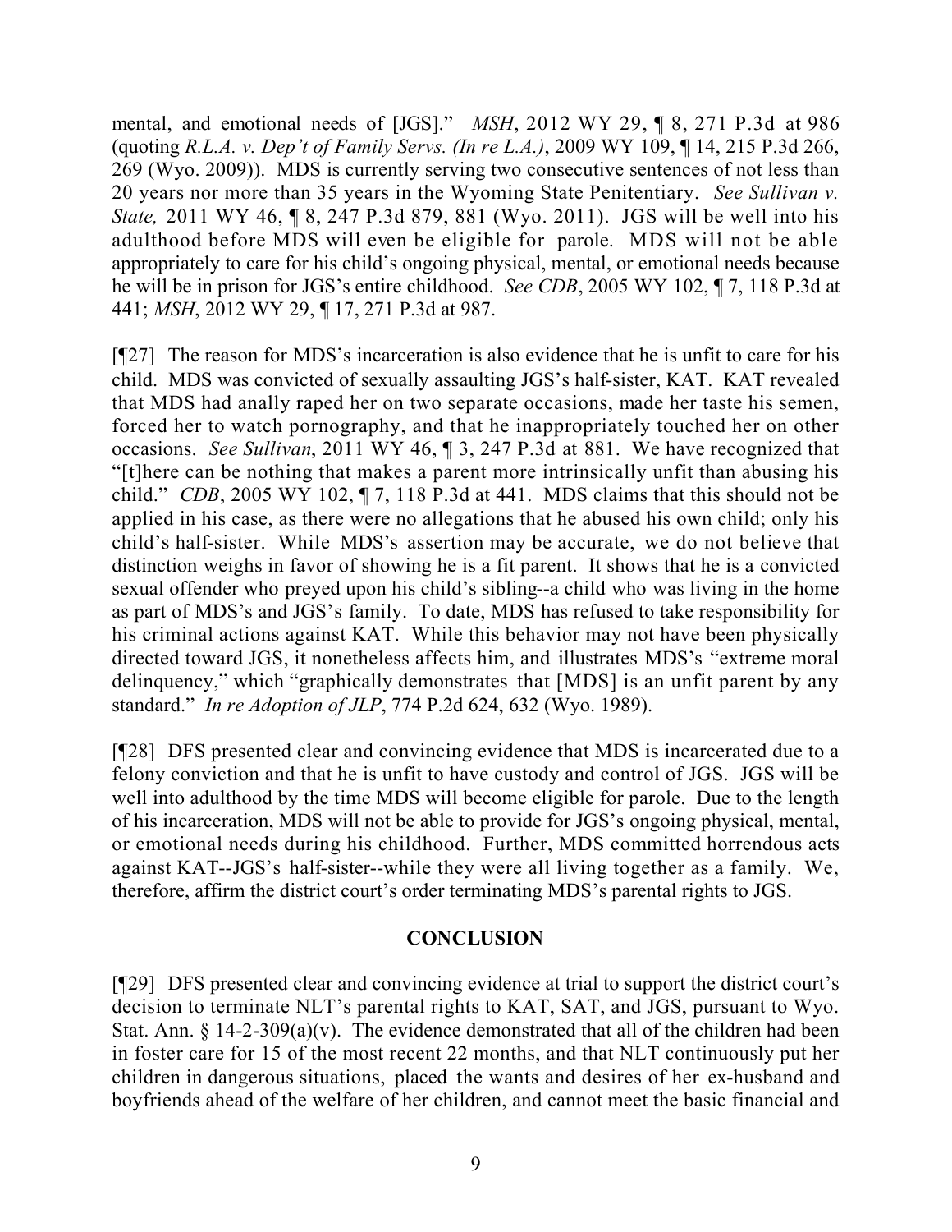mental, and emotional needs of [JGS]." *MSH*, 2012 WY 29, ¶ 8, 271 P.3d at 986 (quoting *R.L.A. v. Dep't of Family Servs. (In re L.A.)*, 2009 WY 109, ¶ 14, 215 P.3d 266, 269 (Wyo. 2009)). MDS is currently serving two consecutive sentences of not less than 20 years nor more than 35 years in the Wyoming State Penitentiary. *See Sullivan v. State,* 2011 WY 46, ¶ 8, 247 P.3d 879, 881 (Wyo. 2011). JGS will be well into his adulthood before MDS will even be eligible for parole. MDS will not be able appropriately to care for his child's ongoing physical, mental, or emotional needs because he will be in prison for JGS's entire childhood. *See CDB*, 2005 WY 102, ¶ 7, 118 P.3d at 441; *MSH*, 2012 WY 29, ¶ 17, 271 P.3d at 987.

[¶27] The reason for MDS's incarceration is also evidence that he is unfit to care for his child. MDS was convicted of sexually assaulting JGS's half-sister, KAT. KAT revealed that MDS had anally raped her on two separate occasions, made her taste his semen, forced her to watch pornography, and that he inappropriately touched her on other occasions. *See Sullivan*, 2011 WY 46, ¶ 3, 247 P.3d at 881. We have recognized that "[t]here can be nothing that makes a parent more intrinsically unfit than abusing his child." *CDB*, 2005 WY 102, ¶ 7, 118 P.3d at 441. MDS claims that this should not be applied in his case, as there were no allegations that he abused his own child; only his child's half-sister. While MDS's assertion may be accurate, we do not believe that distinction weighs in favor of showing he is a fit parent. It shows that he is a convicted sexual offender who preyed upon his child's sibling--a child who was living in the home as part of MDS's and JGS's family. To date, MDS has refused to take responsibility for his criminal actions against KAT. While this behavior may not have been physically directed toward JGS, it nonetheless affects him, and illustrates MDS's "extreme moral delinquency," which "graphically demonstrates that [MDS] is an unfit parent by any standard." *In re Adoption of JLP*, 774 P.2d 624, 632 (Wyo. 1989).

[¶28] DFS presented clear and convincing evidence that MDS is incarcerated due to a felony conviction and that he is unfit to have custody and control of JGS. JGS will be well into adulthood by the time MDS will become eligible for parole. Due to the length of his incarceration, MDS will not be able to provide for JGS's ongoing physical, mental, or emotional needs during his childhood. Further, MDS committed horrendous acts against KAT--JGS's half-sister--while they were all living together as a family. We, therefore, affirm the district court's order terminating MDS's parental rights to JGS.

## CONCLUSION

[¶29] DFS presented clear and convincing evidence at trial to support the district court's decision to terminate NLT's parental rights to KAT, SAT, and JGS, pursuant to Wyo. Stat. Ann. § 14-2-309(a)(v). The evidence demonstrated that all of the children had been in foster care for 15 of the most recent 22 months, and that NLT continuously put her children in dangerous situations, placed the wants and desires of her ex-husband and boyfriends ahead of the welfare of her children, and cannot meet the basic financial and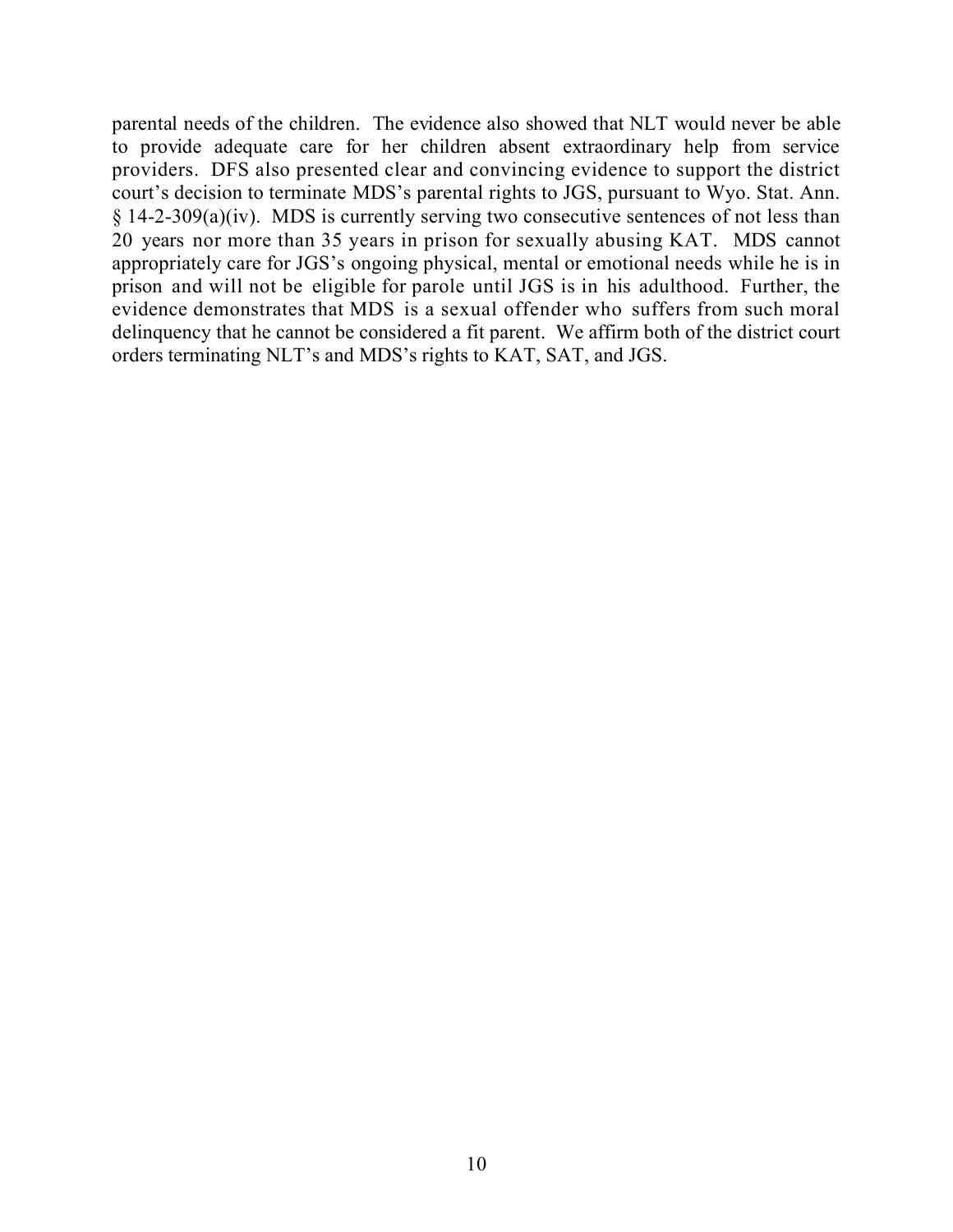parental needs of the children. The evidence also showed that NLT would never be able to provide adequate care for her children absent extraordinary help from service providers. DFS also presented clear and convincing evidence to support the district court's decision to terminate MDS's parental rights to JGS, pursuant to Wyo. Stat. Ann. § 14-2-309(a)(iv). MDS is currently serving two consecutive sentences of not less than 20 years nor more than 35 years in prison for sexually abusing KAT. MDS cannot appropriately care for JGS's ongoing physical, mental or emotional needs while he is in prison and will not be eligible for parole until JGS is in his adulthood. Further, the evidence demonstrates that MDS is a sexual offender who suffers from such moral delinquency that he cannot be considered a fit parent. We affirm both of the district court orders terminating NLT's and MDS's rights to KAT, SAT, and JGS.